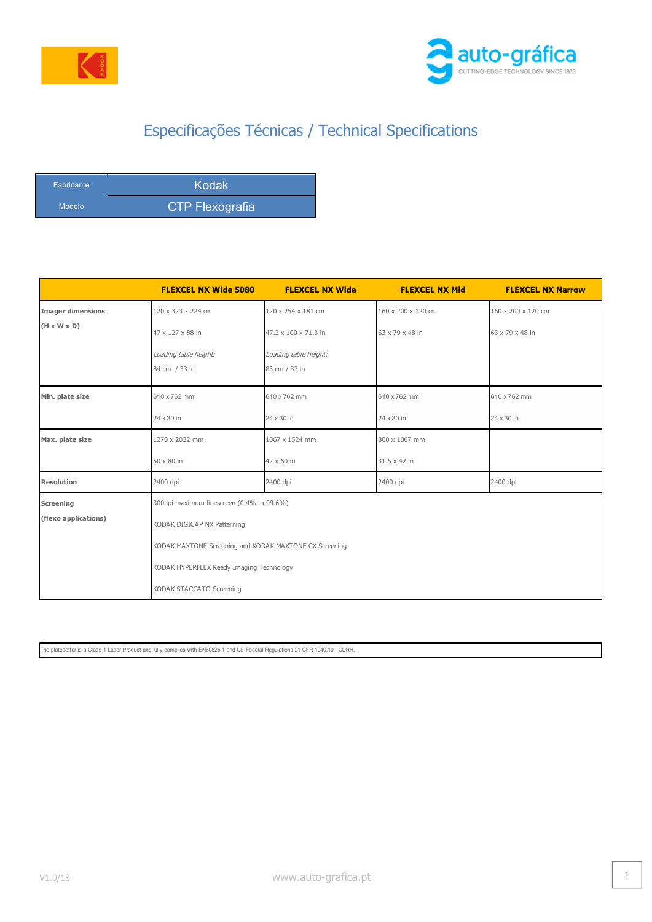# Especificações Técnicas / Technical Specifications

| Fabricante | Kodak |
| --- | --- |
| Modelo | CTP Flexografia |

| | FLEXCEL NX Wide 5080 | FLEXCEL NX Wide | FLEXCEL NX Mid | FLEXCEL NX Narrow |
| --- | --- | --- | --- | --- |
| **Imager dimensions (H x W x D)** | 120 x 323 x 224 cm<br>47 x 127 x 88 in<br>*Loading table height:*<br>84 cm / 33 in | 120 x 254 x 181 cm<br>47.2 x 100 x 71.3 in<br>*Loading table height:*<br>83 cm / 33 in | 160 x 200 x 120 cm<br>63 x 79 x 48 in | 160 x 200 x 120 cm<br>63 x 79 x 48 in |
| **Min. plate size** | 610 x 762 mm<br>24 x 30 in | 610 x 762 mm<br>24 x 30 in | 610 x 762 mm<br>24 x 30 in | 610 x 762 mm<br>24 x 30 in |
| **Max. plate size** | 1270 x 2032 mm<br>50 x 80 in | 1067 x 1524 mm<br>42 x 60 in | 800 x 1067 mm<br>31.5 x 42 in | |
| **Resolution** | 2400 dpi | 2400 dpi | 2400 dpi | 2400 dpi |
| **Screening (flexo applications)** | 300 lpi maximum linescreen (0.4% to 99.6%)<br>KODAK DIGICAP NX Patterning<br>KODAK MAXTONE Screening and KODAK MAXTONE CX Screening<br>KODAK HYPERFLEX Ready Imaging Technology<br>KODAK STACCATO Screening | | | |

The platesetter is a Class 1 Laser Product and fully complies with EN60825-1 and US Federal Regulations 21 CFR 1040.10 - CDRH.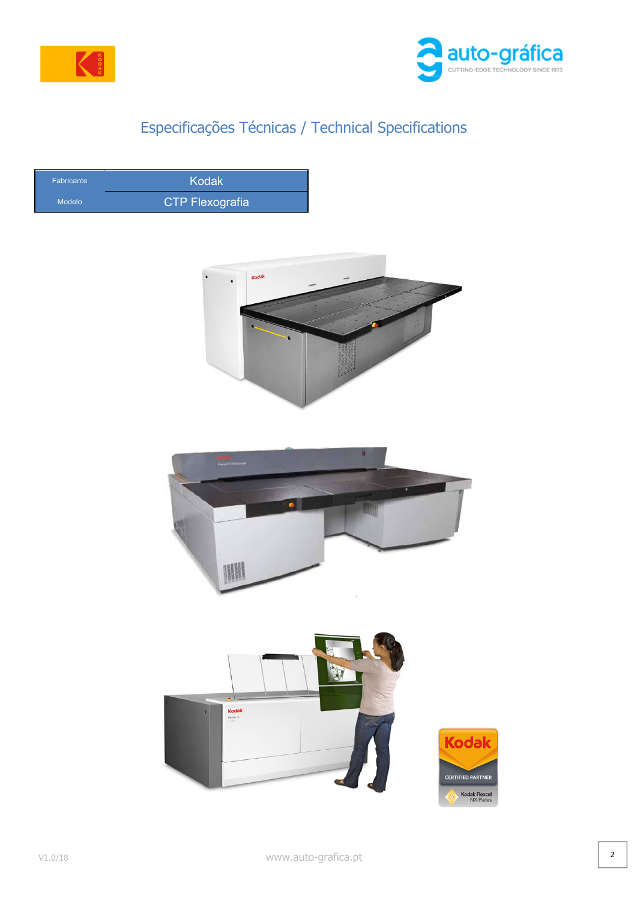## Especificações Técnicas / Technical Specifications

| | |
|---|---|
| Fabricante | Kodak |
| Modelo | CTP Flexografia |